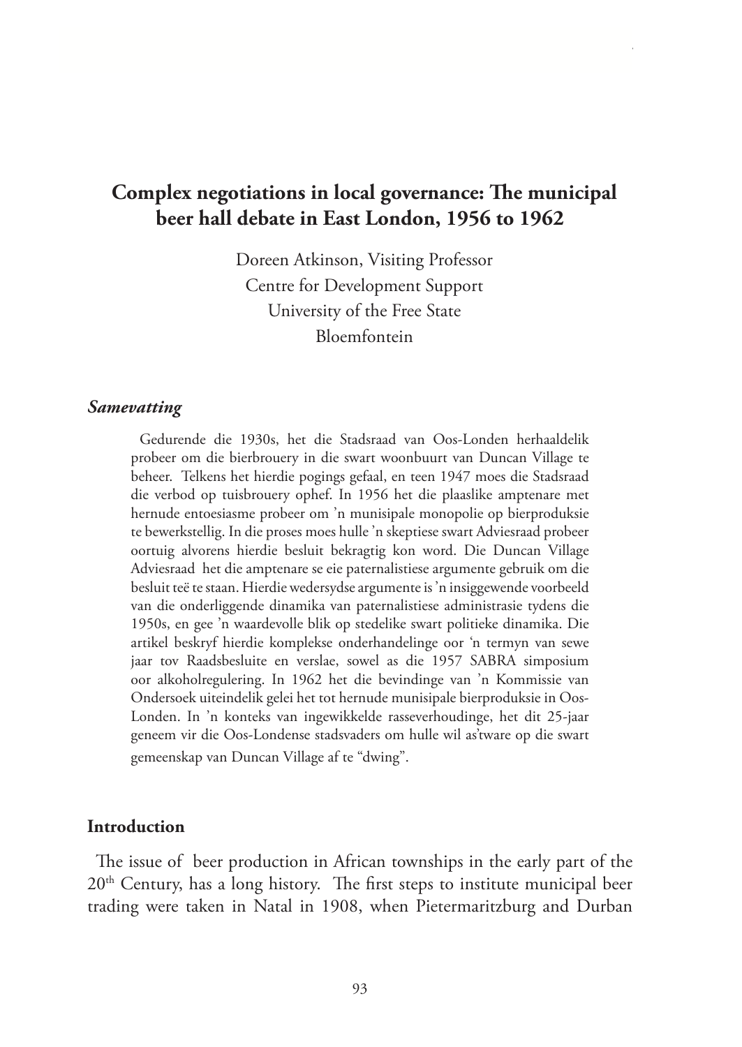# Complex negotiations in local governance: The municipal beer hall debate in East London, 1956 to 1962

Doreen Atkinson, Visiting Professor
Centre for Development Support
University of the Free State
Bloemfontein

### *Samevatting*

Gedurende die 1930s, het die Stadsraad van Oos-Londen herhaaldelik probeer om die bierbrouery in die swart woonbuurt van Duncan Village te beheer. Telkens het hierdie pogings gefaal, en teen 1947 moes die Stadsraad die verbod op tuisbrouery ophef. In 1956 het die plaaslike amptenare met hernude entoesiasme probeer om 'n munisipale monopolie op bierproduksie te bewerkstellig. In die proses moes hulle 'n skeptiese swart Adviesraad probeer oortuig alvorens hierdie besluit bekragtig kon word. Die Duncan Village Adviesraad het die amptenare se eie paternalistiese argumente gebruik om die besluit teë te staan. Hierdie wedersydse argumente is 'n insiggewende voorbeeld van die onderliggende dinamika van paternalistiese administrasie tydens die 1950s, en gee 'n waardevolle blik op stedelike swart politieke dinamika. Die artikel beskryf hierdie komplekse onderhandelinge oor 'n termyn van sewe jaar tov Raadsbesluite en verslae, sowel as die 1957 SABRA simposium oor alkoholregulering. In 1962 het die bevindinge van 'n Kommissie van Ondersoek uiteindelik gelei het tot hernude munisipale bierproduksie in Oos-Londen. In 'n konteks van ingewikkelde rasseverhoudinge, het dit 25-jaar geneem vir die Oos-Londense stadsvaders om hulle wil as'tware op die swart gemeenskap van Duncan Village af te "dwing".

### Introduction

The issue of beer production in African townships in the early part of the 20th Century, has a long history. The first steps to institute municipal beer trading were taken in Natal in 1908, when Pietermaritzburg and Durban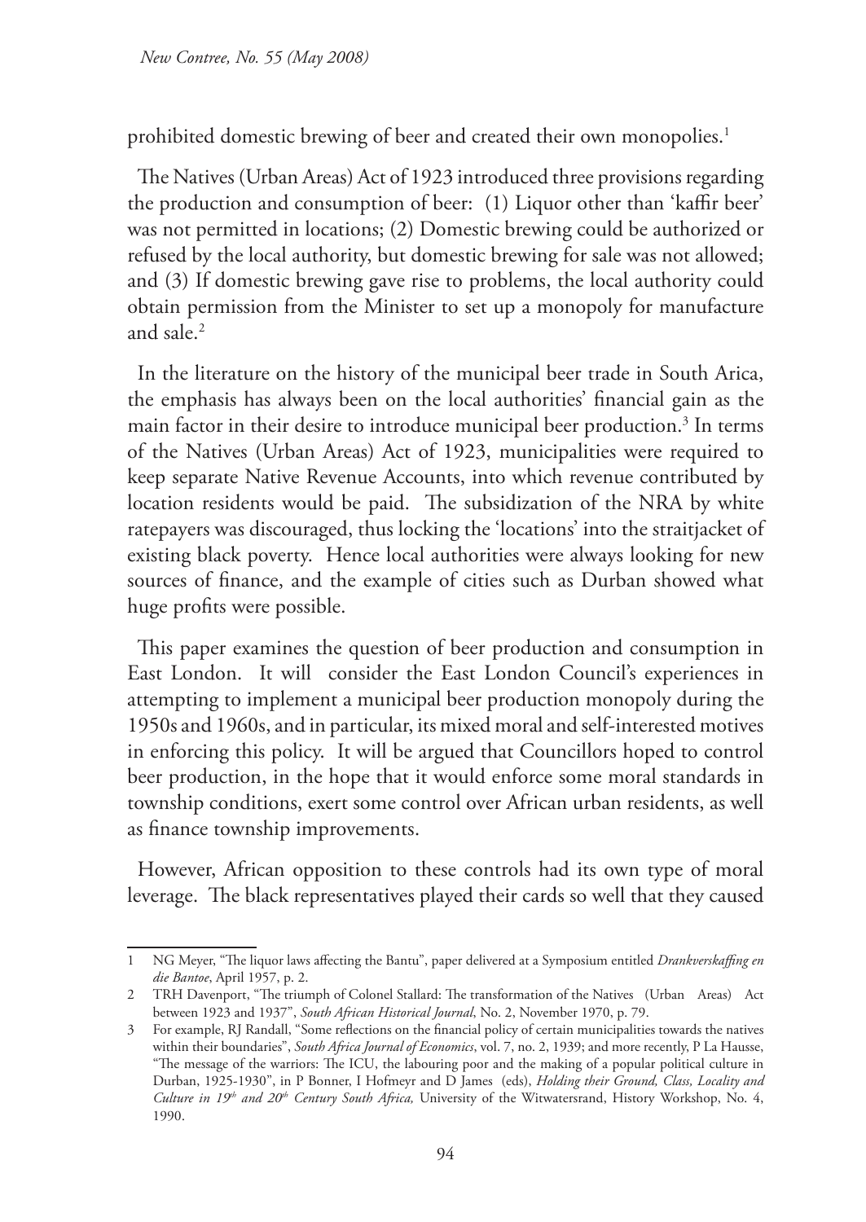prohibited domestic brewing of beer and created their own monopolies.[1]

The Natives (Urban Areas) Act of 1923 introduced three provisions regarding the production and consumption of beer: (1) Liquor other than 'kaffir beer' was not permitted in locations; (2) Domestic brewing could be authorized or refused by the local authority, but domestic brewing for sale was not allowed; and (3) If domestic brewing gave rise to problems, the local authority could obtain permission from the Minister to set up a monopoly for manufacture and sale.[2]

In the literature on the history of the municipal beer trade in South Arica, the emphasis has always been on the local authorities' financial gain as the main factor in their desire to introduce municipal beer production.[3] In terms of the Natives (Urban Areas) Act of 1923, municipalities were required to keep separate Native Revenue Accounts, into which revenue contributed by location residents would be paid. The subsidization of the NRA by white ratepayers was discouraged, thus locking the 'locations' into the straitjacket of existing black poverty. Hence local authorities were always looking for new sources of finance, and the example of cities such as Durban showed what huge profits were possible.

This paper examines the question of beer production and consumption in East London. It will consider the East London Council's experiences in attempting to implement a municipal beer production monopoly during the 1950s and 1960s, and in particular, its mixed moral and self-interested motives in enforcing this policy. It will be argued that Councillors hoped to control beer production, in the hope that it would enforce some moral standards in township conditions, exert some control over African urban residents, as well as finance township improvements.

However, African opposition to these controls had its own type of moral leverage. The black representatives played their cards so well that they caused

---

1 NG Meyer, "The liquor laws affecting the Bantu", paper delivered at a Symposium entitled *Drankverskaffing en die Bantoe*, April 1957, p. 2.

2 TRH Davenport, "The triumph of Colonel Stallard: The transformation of the Natives (Urban Areas) Act between 1923 and 1937", *South African Historical Journal*, No. 2, November 1970, p. 79.

3 For example, RJ Randall, "Some reflections on the financial policy of certain municipalities towards the natives within their boundaries", *South Africa Journal of Economics*, vol. 7, no. 2, 1939; and more recently, P La Hausse, "The message of the warriors: The ICU, the labouring poor and the making of a popular political culture in Durban, 1925-1930", in P Bonner, I Hofmeyr and D James (eds), *Holding their Ground, Class, Locality and Culture in 19th and 20th Century South Africa,* University of the Witwatersrand, History Workshop, No. 4, 1990.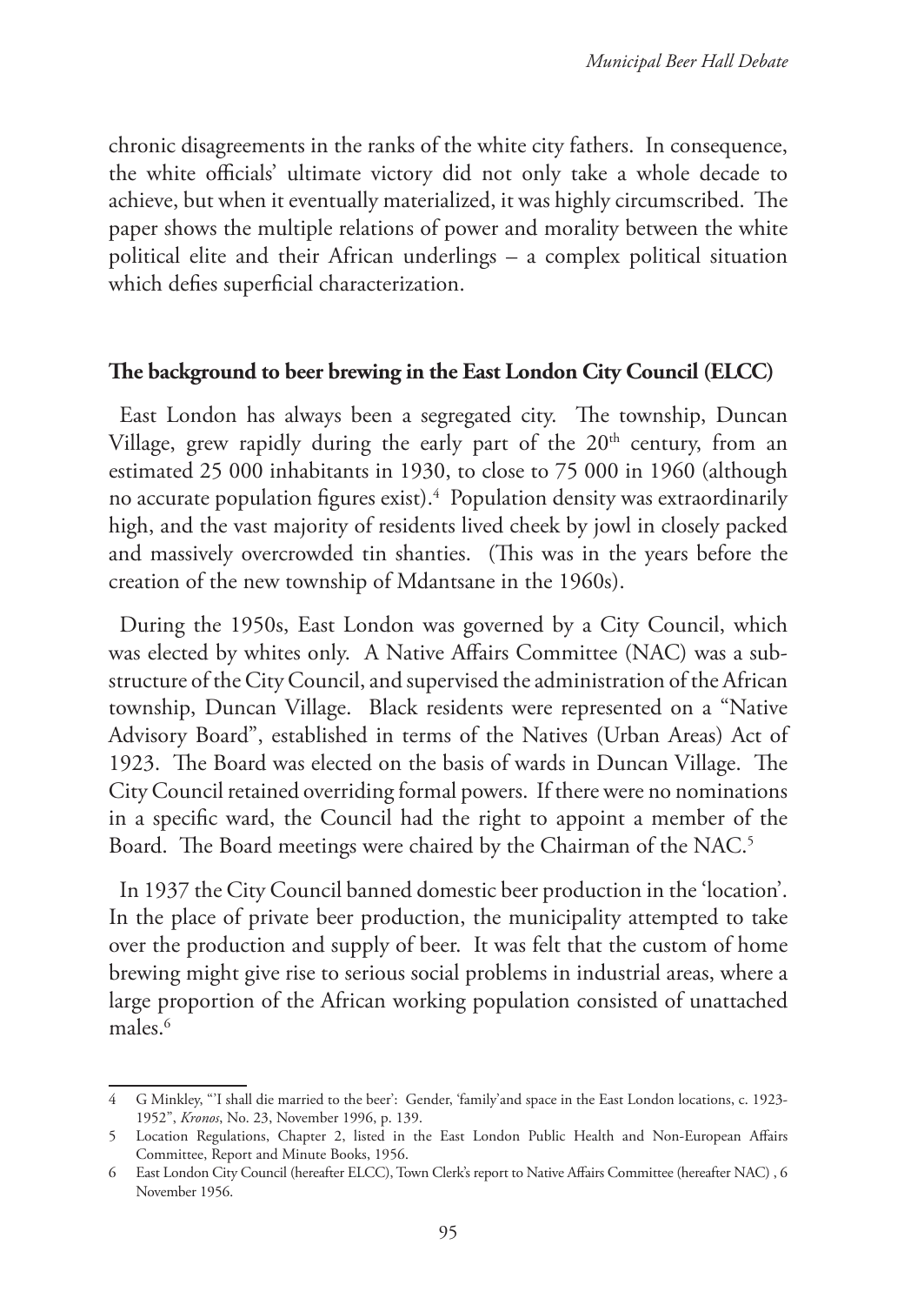chronic disagreements in the ranks of the white city fathers. In consequence, the white officials' ultimate victory did not only take a whole decade to achieve, but when it eventually materialized, it was highly circumscribed. The paper shows the multiple relations of power and morality between the white political elite and their African underlings – a complex political situation which defies superficial characterization.

## The background to beer brewing in the East London City Council (ELCC)

East London has always been a segregated city. The township, Duncan Village, grew rapidly during the early part of the 20th century, from an estimated 25 000 inhabitants in 1930, to close to 75 000 in 1960 (although no accurate population figures exist).[4] Population density was extraordinarily high, and the vast majority of residents lived cheek by jowl in closely packed and massively overcrowded tin shanties. (This was in the years before the creation of the new township of Mdantsane in the 1960s).

During the 1950s, East London was governed by a City Council, which was elected by whites only. A Native Affairs Committee (NAC) was a substructure of the City Council, and supervised the administration of the African township, Duncan Village. Black residents were represented on a "Native Advisory Board", established in terms of the Natives (Urban Areas) Act of 1923. The Board was elected on the basis of wards in Duncan Village. The City Council retained overriding formal powers. If there were no nominations in a specific ward, the Council had the right to appoint a member of the Board. The Board meetings were chaired by the Chairman of the NAC.[5]

In 1937 the City Council banned domestic beer production in the 'location'. In the place of private beer production, the municipality attempted to take over the production and supply of beer. It was felt that the custom of home brewing might give rise to serious social problems in industrial areas, where a large proportion of the African working population consisted of unattached males.[6]

---

4 G Minkley, "'I shall die married to the beer': Gender, 'family'and space in the East London locations, c. 1923-1952", *Kronos*, No. 23, November 1996, p. 139.

5 Location Regulations, Chapter 2, listed in the East London Public Health and Non-European Affairs Committee, Report and Minute Books, 1956.

6 East London City Council (hereafter ELCC), Town Clerk's report to Native Affairs Committee (hereafter NAC) , 6 November 1956.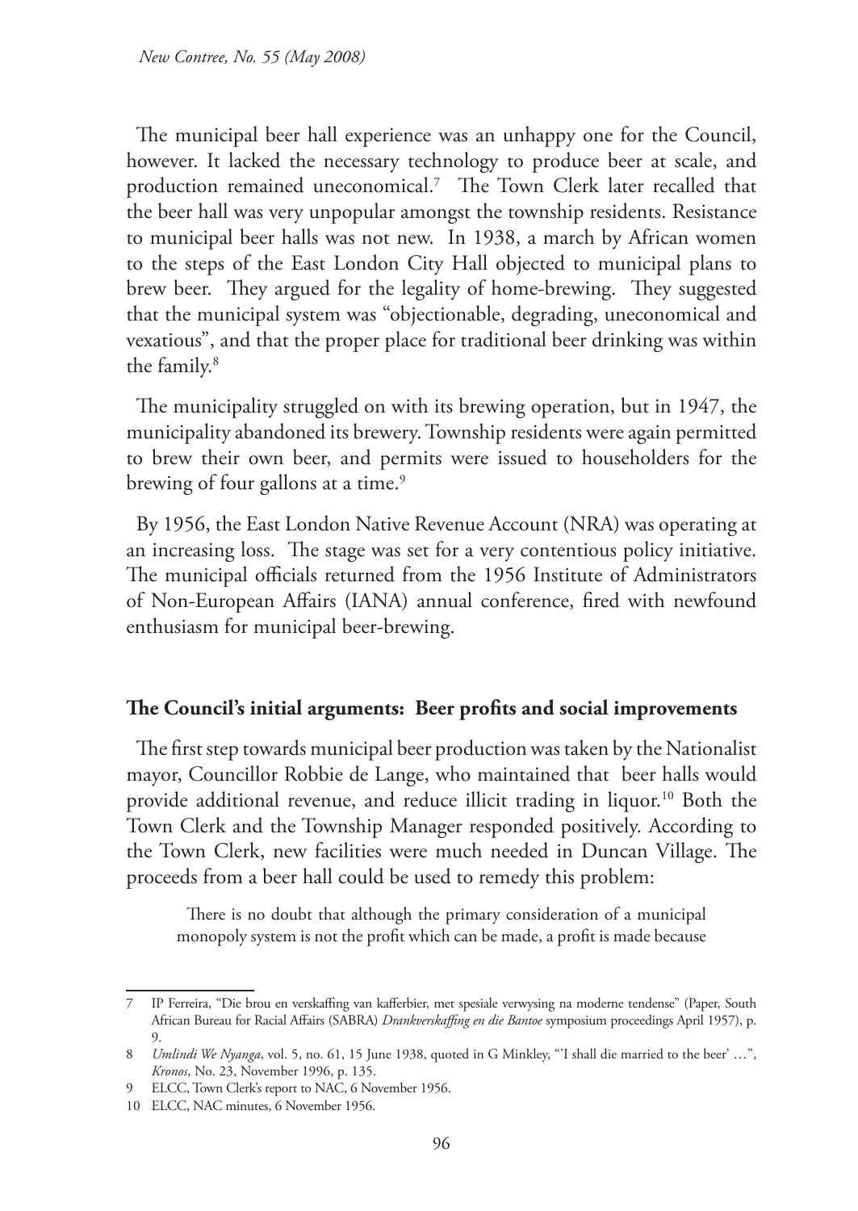The municipal beer hall experience was an unhappy one for the Council, however. It lacked the necessary technology to produce beer at scale, and production remained uneconomical.[7] The Town Clerk later recalled that the beer hall was very unpopular amongst the township residents. Resistance to municipal beer halls was not new. In 1938, a march by African women to the steps of the East London City Hall objected to municipal plans to brew beer. They argued for the legality of home-brewing. They suggested that the municipal system was "objectionable, degrading, uneconomical and vexatious", and that the proper place for traditional beer drinking was within the family.[8]

The municipality struggled on with its brewing operation, but in 1947, the municipality abandoned its brewery. Township residents were again permitted to brew their own beer, and permits were issued to householders for the brewing of four gallons at a time.[9]

By 1956, the East London Native Revenue Account (NRA) was operating at an increasing loss. The stage was set for a very contentious policy initiative. The municipal officials returned from the 1956 Institute of Administrators of Non-European Affairs (IANA) annual conference, fired with newfound enthusiasm for municipal beer-brewing.

## The Council's initial arguments: Beer profits and social improvements

The first step towards municipal beer production was taken by the Nationalist mayor, Councillor Robbie de Lange, who maintained that beer halls would provide additional revenue, and reduce illicit trading in liquor.[10] Both the Town Clerk and the Township Manager responded positively. According to the Town Clerk, new facilities were much needed in Duncan Village. The proceeds from a beer hall could be used to remedy this problem:

> There is no doubt that although the primary consideration of a municipal monopoly system is not the profit which can be made, a profit is made because

---

7 IP Ferreira, "Die brou en verskaffing van kafferbier, met spesiale verwysing na moderne tendense" (Paper, South African Bureau for Racial Affairs (SABRA) *Drankverskaffing en die Bantoe* symposium proceedings April 1957), p. 9.

8 *Umlindi We Nyanga*, vol. 5, no. 61, 15 June 1938, quoted in G Minkley, "'I shall die married to the beer' …", *Kronos*, No. 23, November 1996, p. 135.

9 ELCC, Town Clerk's report to NAC, 6 November 1956.

10 ELCC, NAC minutes, 6 November 1956.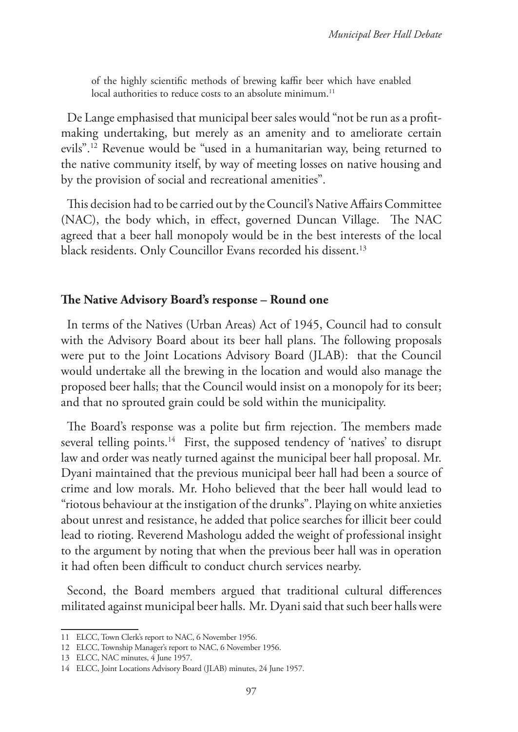of the highly scientific methods of brewing kaffir beer which have enabled local authorities to reduce costs to an absolute minimum.[11]

De Lange emphasised that municipal beer sales would "not be run as a profit-making undertaking, but merely as an amenity and to ameliorate certain evils".[12] Revenue would be "used in a humanitarian way, being returned to the native community itself, by way of meeting losses on native housing and by the provision of social and recreational amenities".

This decision had to be carried out by the Council's Native Affairs Committee (NAC), the body which, in effect, governed Duncan Village. The NAC agreed that a beer hall monopoly would be in the best interests of the local black residents. Only Councillor Evans recorded his dissent.[13]

## The Native Advisory Board's response – Round one

In terms of the Natives (Urban Areas) Act of 1945, Council had to consult with the Advisory Board about its beer hall plans. The following proposals were put to the Joint Locations Advisory Board (JLAB): that the Council would undertake all the brewing in the location and would also manage the proposed beer halls; that the Council would insist on a monopoly for its beer; and that no sprouted grain could be sold within the municipality.

The Board's response was a polite but firm rejection. The members made several telling points.[14] First, the supposed tendency of 'natives' to disrupt law and order was neatly turned against the municipal beer hall proposal. Mr. Dyani maintained that the previous municipal beer hall had been a source of crime and low morals. Mr. Hoho believed that the beer hall would lead to "riotous behaviour at the instigation of the drunks". Playing on white anxieties about unrest and resistance, he added that police searches for illicit beer could lead to rioting. Reverend Mashologu added the weight of professional insight to the argument by noting that when the previous beer hall was in operation it had often been difficult to conduct church services nearby.

Second, the Board members argued that traditional cultural differences militated against municipal beer halls. Mr. Dyani said that such beer halls were

11 ELCC, Town Clerk's report to NAC, 6 November 1956.

12 ELCC, Township Manager's report to NAC, 6 November 1956.

13 ELCC, NAC minutes, 4 June 1957.

14 ELCC, Joint Locations Advisory Board (JLAB) minutes, 24 June 1957.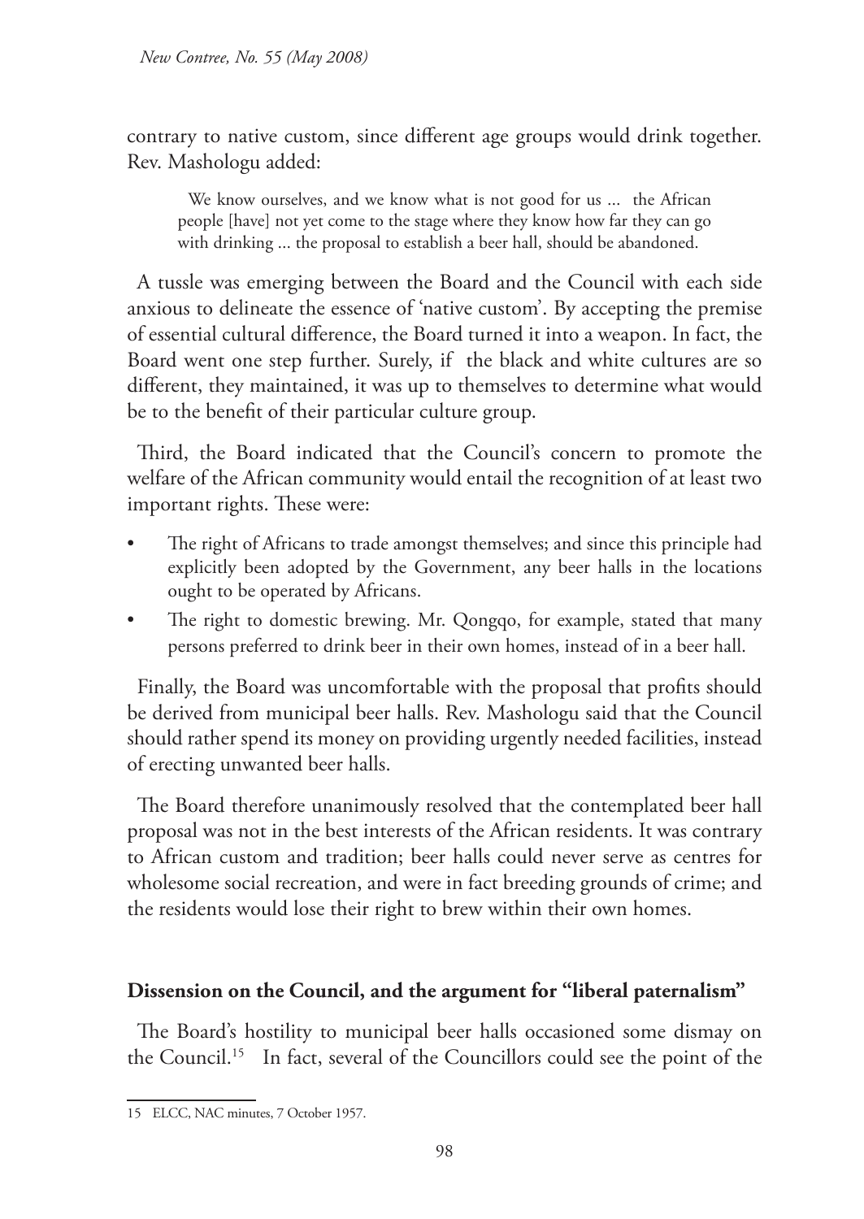contrary to native custom, since different age groups would drink together. Rev. Mashologu added:

> We know ourselves, and we know what is not good for us ... the African people [have] not yet come to the stage where they know how far they can go with drinking ... the proposal to establish a beer hall, should be abandoned.

A tussle was emerging between the Board and the Council with each side anxious to delineate the essence of 'native custom'. By accepting the premise of essential cultural difference, the Board turned it into a weapon. In fact, the Board went one step further. Surely, if the black and white cultures are so different, they maintained, it was up to themselves to determine what would be to the benefit of their particular culture group.

Third, the Board indicated that the Council's concern to promote the welfare of the African community would entail the recognition of at least two important rights. These were:

- The right of Africans to trade amongst themselves; and since this principle had explicitly been adopted by the Government, any beer halls in the locations ought to be operated by Africans.
- The right to domestic brewing. Mr. Qongqo, for example, stated that many persons preferred to drink beer in their own homes, instead of in a beer hall.

Finally, the Board was uncomfortable with the proposal that profits should be derived from municipal beer halls. Rev. Mashologu said that the Council should rather spend its money on providing urgently needed facilities, instead of erecting unwanted beer halls.

The Board therefore unanimously resolved that the contemplated beer hall proposal was not in the best interests of the African residents. It was contrary to African custom and tradition; beer halls could never serve as centres for wholesome social recreation, and were in fact breeding grounds of crime; and the residents would lose their right to brew within their own homes.

## Dissension on the Council, and the argument for "liberal paternalism"

The Board's hostility to municipal beer halls occasioned some dismay on the Council.[15] In fact, several of the Councillors could see the point of the

---

15 ELCC, NAC minutes, 7 October 1957.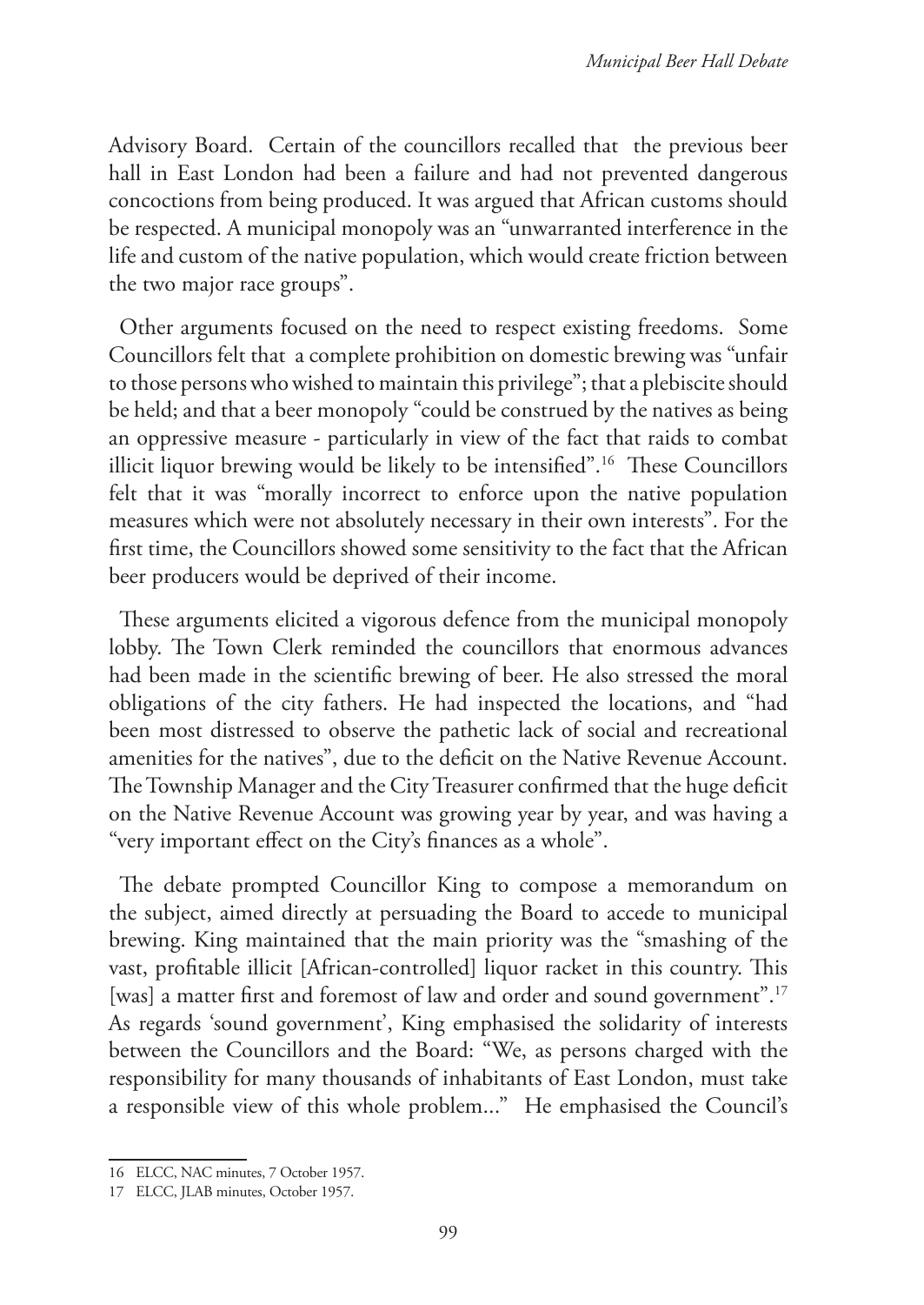Advisory Board. Certain of the councillors recalled that the previous beer hall in East London had been a failure and had not prevented dangerous concoctions from being produced. It was argued that African customs should be respected. A municipal monopoly was an "unwarranted interference in the life and custom of the native population, which would create friction between the two major race groups".

Other arguments focused on the need to respect existing freedoms. Some Councillors felt that a complete prohibition on domestic brewing was "unfair to those persons who wished to maintain this privilege"; that a plebiscite should be held; and that a beer monopoly "could be construed by the natives as being an oppressive measure - particularly in view of the fact that raids to combat illicit liquor brewing would be likely to be intensified".[16] These Councillors felt that it was "morally incorrect to enforce upon the native population measures which were not absolutely necessary in their own interests". For the first time, the Councillors showed some sensitivity to the fact that the African beer producers would be deprived of their income.

These arguments elicited a vigorous defence from the municipal monopoly lobby. The Town Clerk reminded the councillors that enormous advances had been made in the scientific brewing of beer. He also stressed the moral obligations of the city fathers. He had inspected the locations, and "had been most distressed to observe the pathetic lack of social and recreational amenities for the natives", due to the deficit on the Native Revenue Account. The Township Manager and the City Treasurer confirmed that the huge deficit on the Native Revenue Account was growing year by year, and was having a "very important effect on the City's finances as a whole".

The debate prompted Councillor King to compose a memorandum on the subject, aimed directly at persuading the Board to accede to municipal brewing. King maintained that the main priority was the "smashing of the vast, profitable illicit [African-controlled] liquor racket in this country. This [was] a matter first and foremost of law and order and sound government".[17] As regards 'sound government', King emphasised the solidarity of interests between the Councillors and the Board: "We, as persons charged with the responsibility for many thousands of inhabitants of East London, must take a responsible view of this whole problem..." He emphasised the Council's

16 ELCC, NAC minutes, 7 October 1957.

17 ELCC, JLAB minutes, October 1957.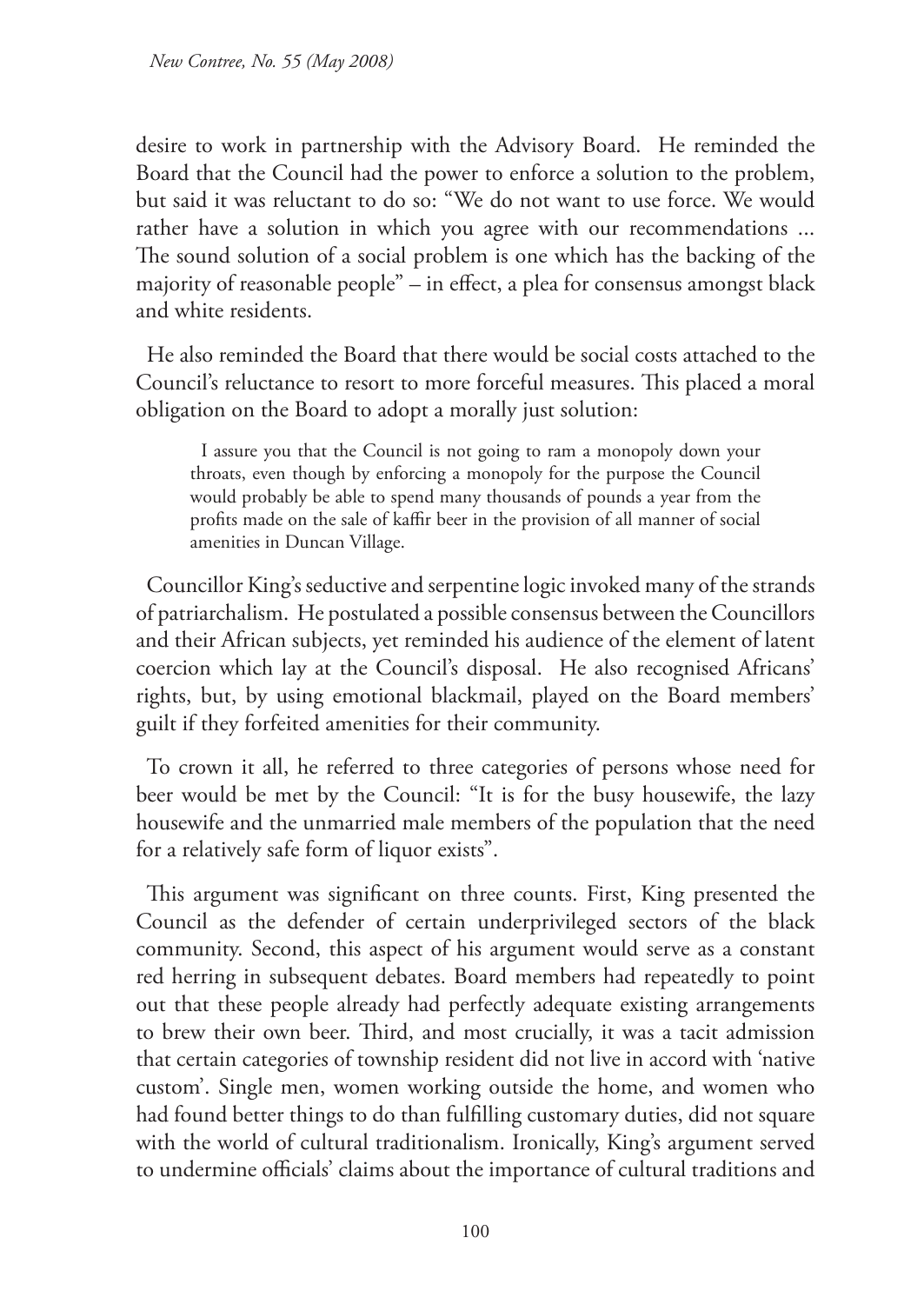desire to work in partnership with the Advisory Board. He reminded the Board that the Council had the power to enforce a solution to the problem, but said it was reluctant to do so: "We do not want to use force. We would rather have a solution in which you agree with our recommendations ... The sound solution of a social problem is one which has the backing of the majority of reasonable people" – in effect, a plea for consensus amongst black and white residents.

He also reminded the Board that there would be social costs attached to the Council's reluctance to resort to more forceful measures. This placed a moral obligation on the Board to adopt a morally just solution:

> I assure you that the Council is not going to ram a monopoly down your throats, even though by enforcing a monopoly for the purpose the Council would probably be able to spend many thousands of pounds a year from the profits made on the sale of kaffir beer in the provision of all manner of social amenities in Duncan Village.

Councillor King's seductive and serpentine logic invoked many of the strands of patriarchalism. He postulated a possible consensus between the Councillors and their African subjects, yet reminded his audience of the element of latent coercion which lay at the Council's disposal. He also recognised Africans' rights, but, by using emotional blackmail, played on the Board members' guilt if they forfeited amenities for their community.

To crown it all, he referred to three categories of persons whose need for beer would be met by the Council: "It is for the busy housewife, the lazy housewife and the unmarried male members of the population that the need for a relatively safe form of liquor exists".

This argument was significant on three counts. First, King presented the Council as the defender of certain underprivileged sectors of the black community. Second, this aspect of his argument would serve as a constant red herring in subsequent debates. Board members had repeatedly to point out that these people already had perfectly adequate existing arrangements to brew their own beer. Third, and most crucially, it was a tacit admission that certain categories of township resident did not live in accord with 'native custom'. Single men, women working outside the home, and women who had found better things to do than fulfilling customary duties, did not square with the world of cultural traditionalism. Ironically, King's argument served to undermine officials' claims about the importance of cultural traditions and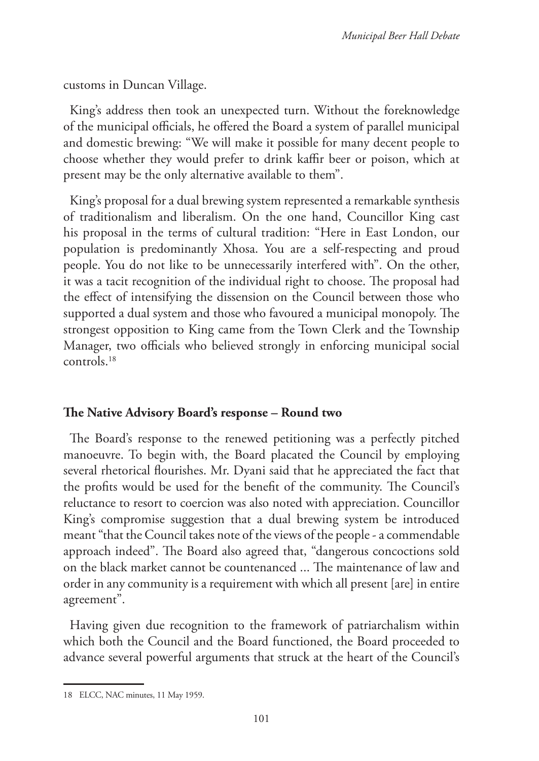customs in Duncan Village.

King's address then took an unexpected turn. Without the foreknowledge of the municipal officials, he offered the Board a system of parallel municipal and domestic brewing: "We will make it possible for many decent people to choose whether they would prefer to drink kaffir beer or poison, which at present may be the only alternative available to them".

King's proposal for a dual brewing system represented a remarkable synthesis of traditionalism and liberalism. On the one hand, Councillor King cast his proposal in the terms of cultural tradition: "Here in East London, our population is predominantly Xhosa. You are a self-respecting and proud people. You do not like to be unnecessarily interfered with". On the other, it was a tacit recognition of the individual right to choose. The proposal had the effect of intensifying the dissension on the Council between those who supported a dual system and those who favoured a municipal monopoly. The strongest opposition to King came from the Town Clerk and the Township Manager, two officials who believed strongly in enforcing municipal social controls.[18]

## The Native Advisory Board's response – Round two

The Board's response to the renewed petitioning was a perfectly pitched manoeuvre. To begin with, the Board placated the Council by employing several rhetorical flourishes. Mr. Dyani said that he appreciated the fact that the profits would be used for the benefit of the community. The Council's reluctance to resort to coercion was also noted with appreciation. Councillor King's compromise suggestion that a dual brewing system be introduced meant "that the Council takes note of the views of the people - a commendable approach indeed". The Board also agreed that, "dangerous concoctions sold on the black market cannot be countenanced ... The maintenance of law and order in any community is a requirement with which all present [are] in entire agreement".

Having given due recognition to the framework of patriarchalism within which both the Council and the Board functioned, the Board proceeded to advance several powerful arguments that struck at the heart of the Council's

---

18 ELCC, NAC minutes, 11 May 1959.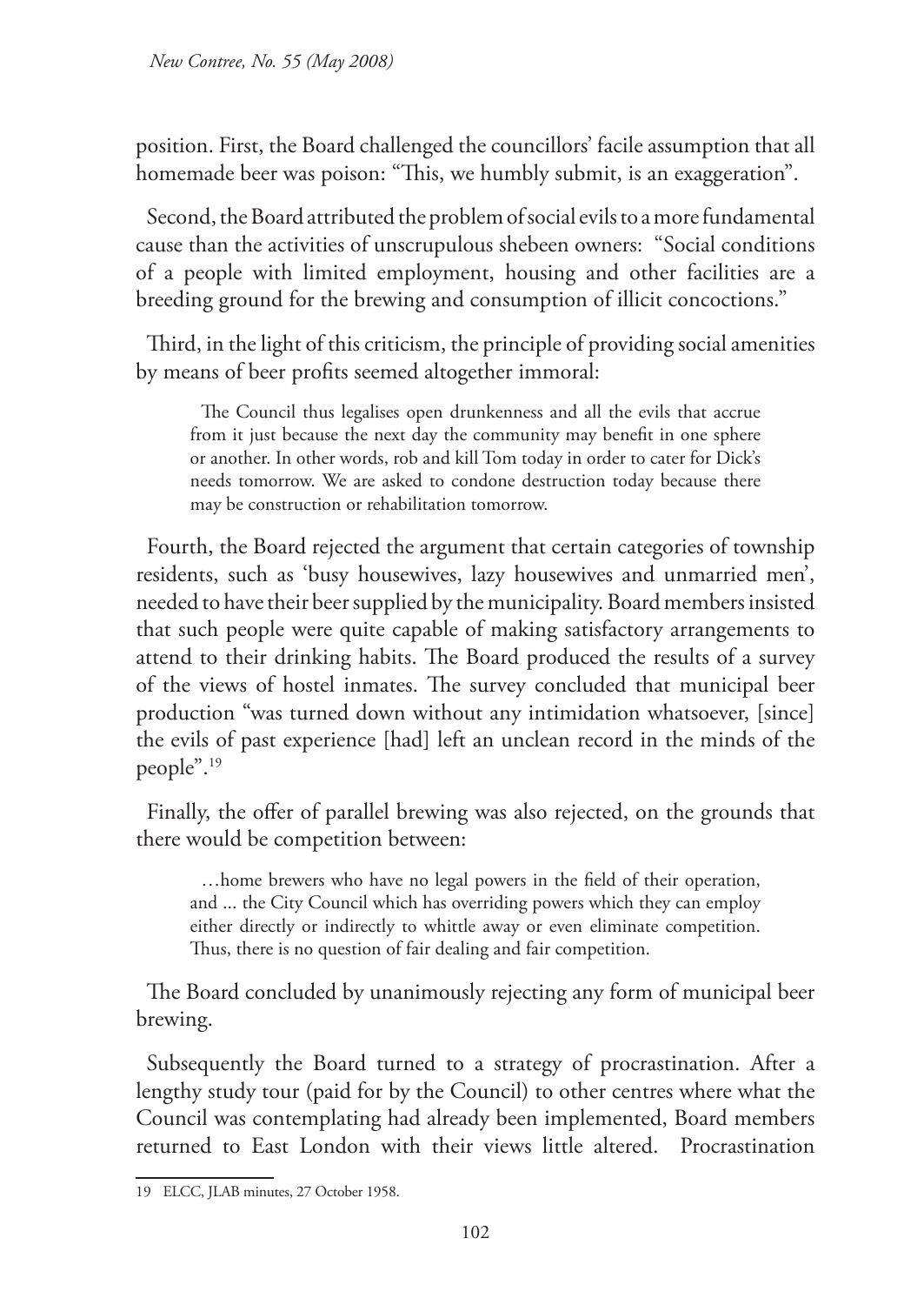position. First, the Board challenged the councillors' facile assumption that all homemade beer was poison: "This, we humbly submit, is an exaggeration".

Second, the Board attributed the problem of social evils to a more fundamental cause than the activities of unscrupulous shebeen owners: "Social conditions of a people with limited employment, housing and other facilities are a breeding ground for the brewing and consumption of illicit concoctions."

Third, in the light of this criticism, the principle of providing social amenities by means of beer profits seemed altogether immoral:

> The Council thus legalises open drunkenness and all the evils that accrue from it just because the next day the community may benefit in one sphere or another. In other words, rob and kill Tom today in order to cater for Dick's needs tomorrow. We are asked to condone destruction today because there may be construction or rehabilitation tomorrow.

Fourth, the Board rejected the argument that certain categories of township residents, such as 'busy housewives, lazy housewives and unmarried men', needed to have their beer supplied by the municipality. Board members insisted that such people were quite capable of making satisfactory arrangements to attend to their drinking habits. The Board produced the results of a survey of the views of hostel inmates. The survey concluded that municipal beer production "was turned down without any intimidation whatsoever, [since] the evils of past experience [had] left an unclean record in the minds of the people".[19]

Finally, the offer of parallel brewing was also rejected, on the grounds that there would be competition between:

> …home brewers who have no legal powers in the field of their operation, and ... the City Council which has overriding powers which they can employ either directly or indirectly to whittle away or even eliminate competition. Thus, there is no question of fair dealing and fair competition.

The Board concluded by unanimously rejecting any form of municipal beer brewing.

Subsequently the Board turned to a strategy of procrastination. After a lengthy study tour (paid for by the Council) to other centres where what the Council was contemplating had already been implemented, Board members returned to East London with their views little altered. Procrastination

19 ELCC, JLAB minutes, 27 October 1958.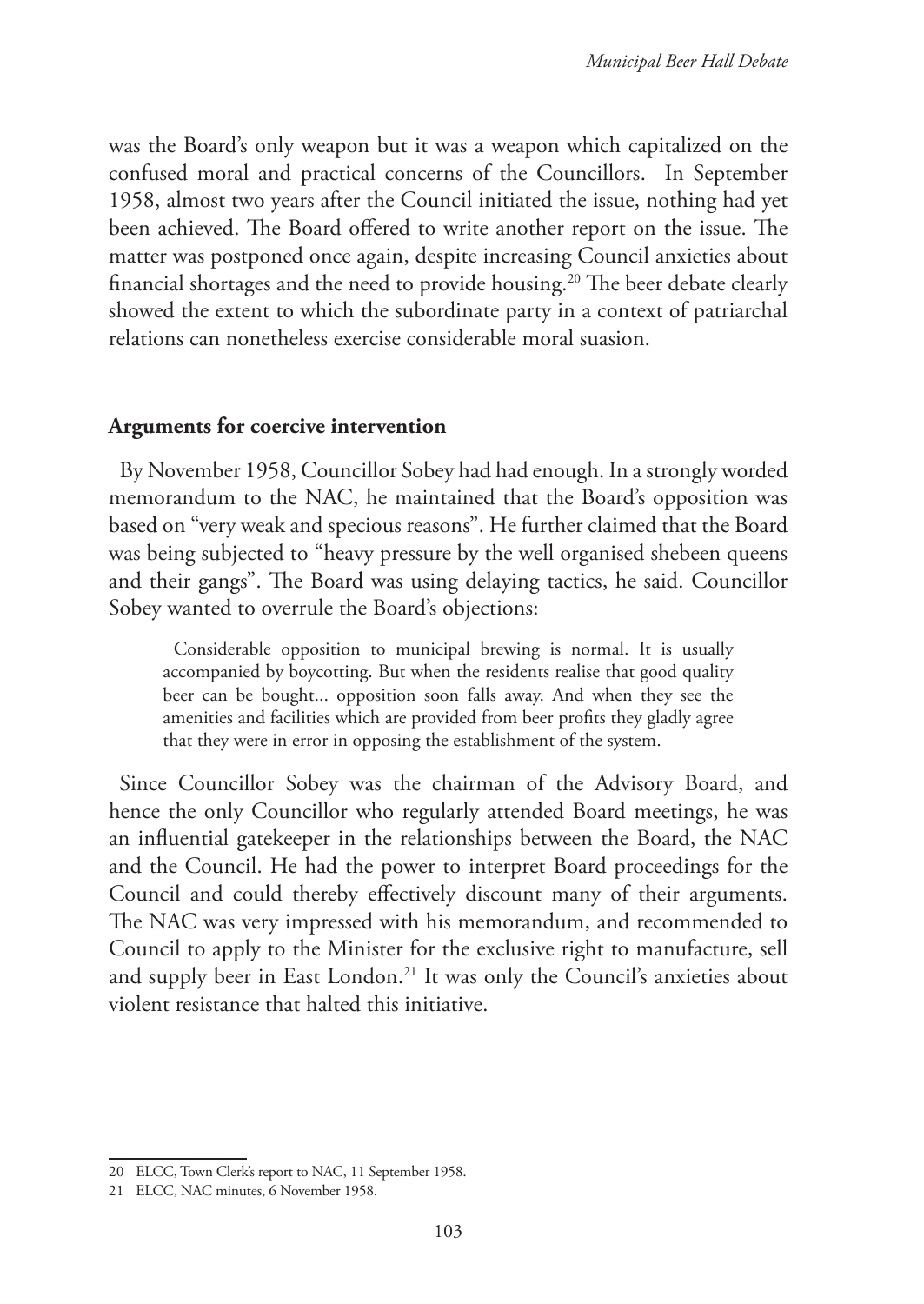was the Board's only weapon but it was a weapon which capitalized on the confused moral and practical concerns of the Councillors. In September 1958, almost two years after the Council initiated the issue, nothing had yet been achieved. The Board offered to write another report on the issue. The matter was postponed once again, despite increasing Council anxieties about financial shortages and the need to provide housing.[20] The beer debate clearly showed the extent to which the subordinate party in a context of patriarchal relations can nonetheless exercise considerable moral suasion.

## Arguments for coercive intervention

By November 1958, Councillor Sobey had had enough. In a strongly worded memorandum to the NAC, he maintained that the Board's opposition was based on "very weak and specious reasons". He further claimed that the Board was being subjected to "heavy pressure by the well organised shebeen queens and their gangs". The Board was using delaying tactics, he said. Councillor Sobey wanted to overrule the Board's objections:

> Considerable opposition to municipal brewing is normal. It is usually accompanied by boycotting. But when the residents realise that good quality beer can be bought... opposition soon falls away. And when they see the amenities and facilities which are provided from beer profits they gladly agree that they were in error in opposing the establishment of the system.

Since Councillor Sobey was the chairman of the Advisory Board, and hence the only Councillor who regularly attended Board meetings, he was an influential gatekeeper in the relationships between the Board, the NAC and the Council. He had the power to interpret Board proceedings for the Council and could thereby effectively discount many of their arguments. The NAC was very impressed with his memorandum, and recommended to Council to apply to the Minister for the exclusive right to manufacture, sell and supply beer in East London.[21] It was only the Council's anxieties about violent resistance that halted this initiative.

---

20 ELCC, Town Clerk's report to NAC, 11 September 1958.

21 ELCC, NAC minutes, 6 November 1958.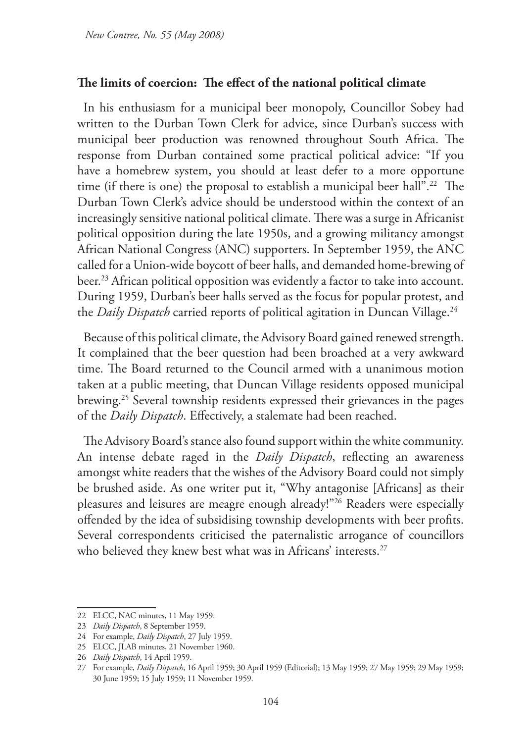**The limits of coercion: The effect of the national political climate**

In his enthusiasm for a municipal beer monopoly, Councillor Sobey had written to the Durban Town Clerk for advice, since Durban's success with municipal beer production was renowned throughout South Africa. The response from Durban contained some practical political advice: "If you have a homebrew system, you should at least defer to a more opportune time (if there is one) the proposal to establish a municipal beer hall".[22] The Durban Town Clerk's advice should be understood within the context of an increasingly sensitive national political climate. There was a surge in Africanist political opposition during the late 1950s, and a growing militancy amongst African National Congress (ANC) supporters. In September 1959, the ANC called for a Union-wide boycott of beer halls, and demanded home-brewing of beer.[23] African political opposition was evidently a factor to take into account. During 1959, Durban's beer halls served as the focus for popular protest, and the *Daily Dispatch* carried reports of political agitation in Duncan Village.[24]

Because of this political climate, the Advisory Board gained renewed strength. It complained that the beer question had been broached at a very awkward time. The Board returned to the Council armed with a unanimous motion taken at a public meeting, that Duncan Village residents opposed municipal brewing.[25] Several township residents expressed their grievances in the pages of the *Daily Dispatch*. Effectively, a stalemate had been reached.

The Advisory Board's stance also found support within the white community. An intense debate raged in the *Daily Dispatch*, reflecting an awareness amongst white readers that the wishes of the Advisory Board could not simply be brushed aside. As one writer put it, "Why antagonise [Africans] as their pleasures and leisures are meagre enough already!"[26] Readers were especially offended by the idea of subsidising township developments with beer profits. Several correspondents criticised the paternalistic arrogance of councillors who believed they knew best what was in Africans' interests.[27]

---

22 ELCC, NAC minutes, 11 May 1959.

23 *Daily Dispatch*, 8 September 1959.

24 For example, *Daily Dispatch*, 27 July 1959.

25 ELCC, JLAB minutes, 21 November 1960.

26 *Daily Dispatch*, 14 April 1959.

27 For example, *Daily Dispatch*, 16 April 1959; 30 April 1959 (Editorial); 13 May 1959; 27 May 1959; 29 May 1959; 30 June 1959; 15 July 1959; 11 November 1959.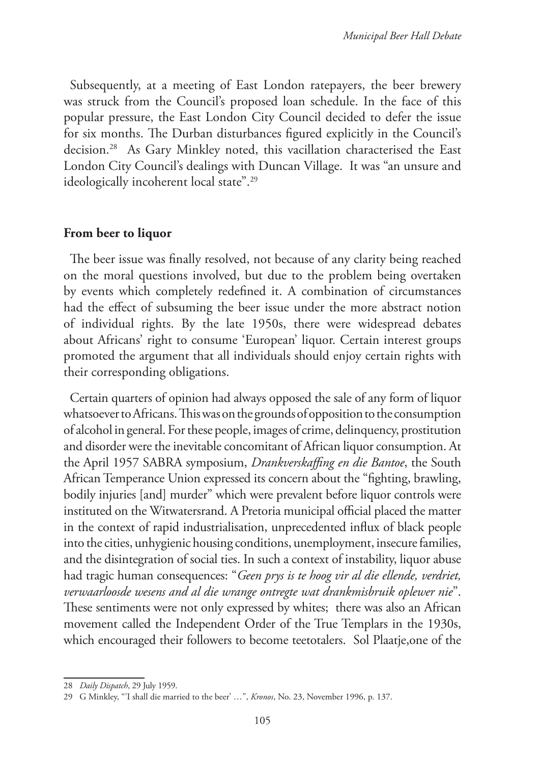Subsequently, at a meeting of East London ratepayers, the beer brewery was struck from the Council's proposed loan schedule. In the face of this popular pressure, the East London City Council decided to defer the issue for six months. The Durban disturbances figured explicitly in the Council's decision.[28] As Gary Minkley noted, this vacillation characterised the East London City Council's dealings with Duncan Village. It was "an unsure and ideologically incoherent local state".[29]

## From beer to liquor

The beer issue was finally resolved, not because of any clarity being reached on the moral questions involved, but due to the problem being overtaken by events which completely redefined it. A combination of circumstances had the effect of subsuming the beer issue under the more abstract notion of individual rights. By the late 1950s, there were widespread debates about Africans' right to consume 'European' liquor. Certain interest groups promoted the argument that all individuals should enjoy certain rights with their corresponding obligations.

Certain quarters of opinion had always opposed the sale of any form of liquor whatsoever to Africans. This was on the grounds of opposition to the consumption of alcohol in general. For these people, images of crime, delinquency, prostitution and disorder were the inevitable concomitant of African liquor consumption. At the April 1957 SABRA symposium, *Drankverskaffing en die Bantoe*, the South African Temperance Union expressed its concern about the "fighting, brawling, bodily injuries [and] murder" which were prevalent before liquor controls were instituted on the Witwatersrand. A Pretoria municipal official placed the matter in the context of rapid industrialisation, unprecedented influx of black people into the cities, unhygienic housing conditions, unemployment, insecure families, and the disintegration of social ties. In such a context of instability, liquor abuse had tragic human consequences: "*Geen prys is te hoog vir al die ellende, verdriet, verwaarloosde wesens and al die wrange ontregte wat drankmisbruik oplewer nie*". These sentiments were not only expressed by whites; there was also an African movement called the Independent Order of the True Templars in the 1930s, which encouraged their followers to become teetotalers. Sol Plaatje,one of the

---

28 *Daily Dispatch*, 29 July 1959.

29 G Minkley, "'I shall die married to the beer' …", *Kronos*, No. 23, November 1996, p. 137.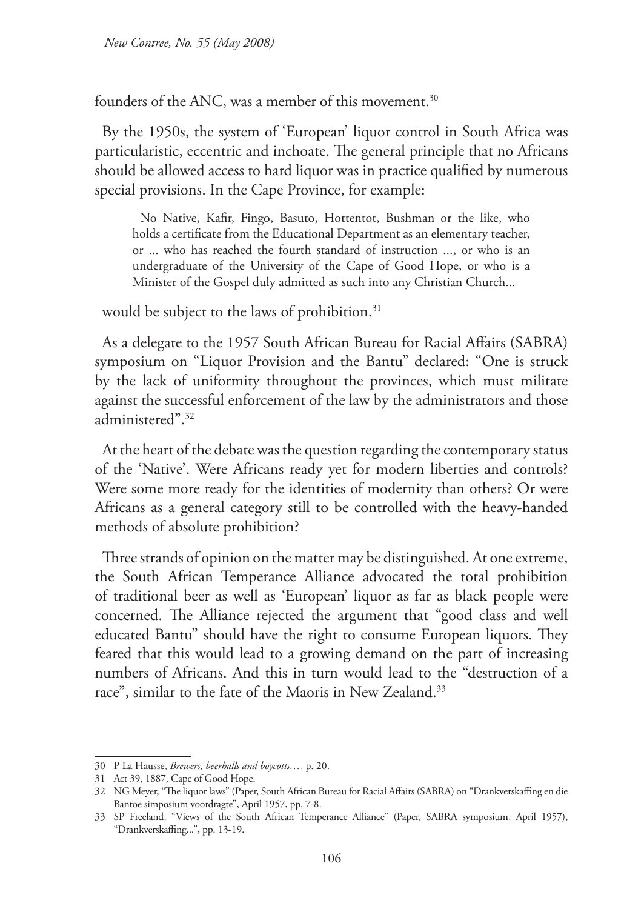founders of the ANC, was a member of this movement.[30]

By the 1950s, the system of 'European' liquor control in South Africa was particularistic, eccentric and inchoate. The general principle that no Africans should be allowed access to hard liquor was in practice qualified by numerous special provisions. In the Cape Province, for example:

> No Native, Kafir, Fingo, Basuto, Hottentot, Bushman or the like, who holds a certificate from the Educational Department as an elementary teacher, or ... who has reached the fourth standard of instruction ..., or who is an undergraduate of the University of the Cape of Good Hope, or who is a Minister of the Gospel duly admitted as such into any Christian Church...

would be subject to the laws of prohibition.[31]

As a delegate to the 1957 South African Bureau for Racial Affairs (SABRA) symposium on "Liquor Provision and the Bantu" declared: "One is struck by the lack of uniformity throughout the provinces, which must militate against the successful enforcement of the law by the administrators and those administered".[32]

At the heart of the debate was the question regarding the contemporary status of the 'Native'. Were Africans ready yet for modern liberties and controls? Were some more ready for the identities of modernity than others? Or were Africans as a general category still to be controlled with the heavy-handed methods of absolute prohibition?

Three strands of opinion on the matter may be distinguished. At one extreme, the South African Temperance Alliance advocated the total prohibition of traditional beer as well as 'European' liquor as far as black people were concerned. The Alliance rejected the argument that "good class and well educated Bantu" should have the right to consume European liquors. They feared that this would lead to a growing demand on the part of increasing numbers of Africans. And this in turn would lead to the "destruction of a race", similar to the fate of the Maoris in New Zealand.[33]

---

30 P La Hausse, *Brewers, beerhalls and boycotts…*, p. 20.

31 Act 39, 1887, Cape of Good Hope.

32 NG Meyer, "The liquor laws" (Paper, South African Bureau for Racial Affairs (SABRA) on "Drankverskaffing en die Bantoe simposium voordragte", April 1957, pp. 7-8.

33 SP Freeland, "Views of the South African Temperance Alliance" (Paper, SABRA symposium, April 1957), "Drankverskaffing...", pp. 13-19.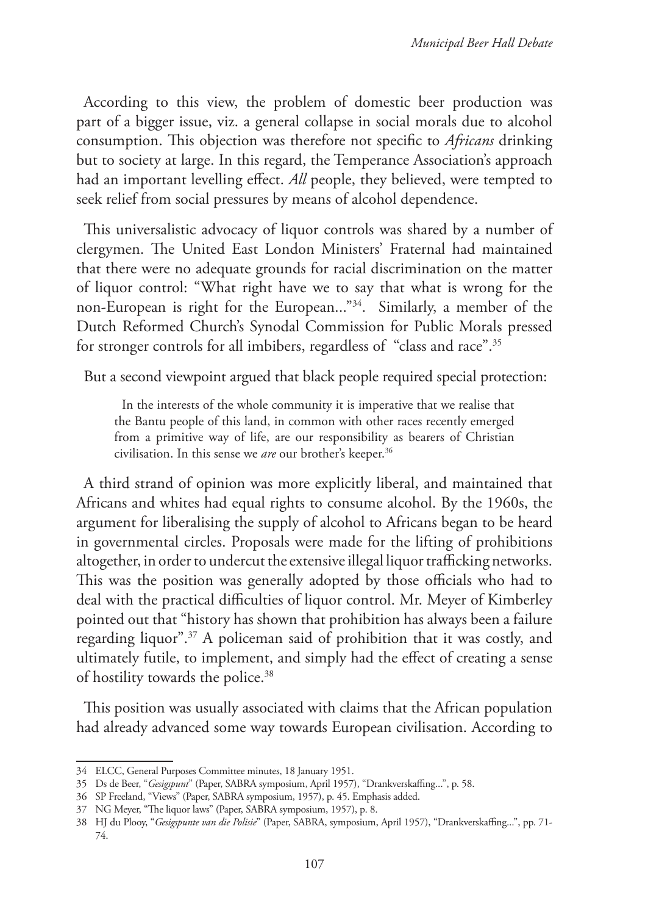According to this view, the problem of domestic beer production was part of a bigger issue, viz. a general collapse in social morals due to alcohol consumption. This objection was therefore not specific to *Africans* drinking but to society at large. In this regard, the Temperance Association's approach had an important levelling effect. *All* people, they believed, were tempted to seek relief from social pressures by means of alcohol dependence.

This universalistic advocacy of liquor controls was shared by a number of clergymen. The United East London Ministers' Fraternal had maintained that there were no adequate grounds for racial discrimination on the matter of liquor control: "What right have we to say that what is wrong for the non-European is right for the European..."[34]. Similarly, a member of the Dutch Reformed Church's Synodal Commission for Public Morals pressed for stronger controls for all imbibers, regardless of "class and race".[35]

But a second viewpoint argued that black people required special protection:

> In the interests of the whole community it is imperative that we realise that the Bantu people of this land, in common with other races recently emerged from a primitive way of life, are our responsibility as bearers of Christian civilisation. In this sense we *are* our brother's keeper.[36]

A third strand of opinion was more explicitly liberal, and maintained that Africans and whites had equal rights to consume alcohol. By the 1960s, the argument for liberalising the supply of alcohol to Africans began to be heard in governmental circles. Proposals were made for the lifting of prohibitions altogether, in order to undercut the extensive illegal liquor trafficking networks. This was the position was generally adopted by those officials who had to deal with the practical difficulties of liquor control. Mr. Meyer of Kimberley pointed out that "history has shown that prohibition has always been a failure regarding liquor".[37] A policeman said of prohibition that it was costly, and ultimately futile, to implement, and simply had the effect of creating a sense of hostility towards the police.[38]

This position was usually associated with claims that the African population had already advanced some way towards European civilisation. According to

---

34 ELCC, General Purposes Committee minutes, 18 January 1951.

35 Ds de Beer, "*Gesigspunt*" (Paper, SABRA symposium, April 1957), "Drankverskaffing...", p. 58.

36 SP Freeland, "Views" (Paper, SABRA symposium, 1957), p. 45. Emphasis added.

37 NG Meyer, "The liquor laws" (Paper, SABRA symposium, 1957), p. 8.

38 HJ du Plooy, "*Gesigspunte van die Polisie*" (Paper, SABRA, symposium, April 1957), "Drankverskaffing...", pp. 71-74.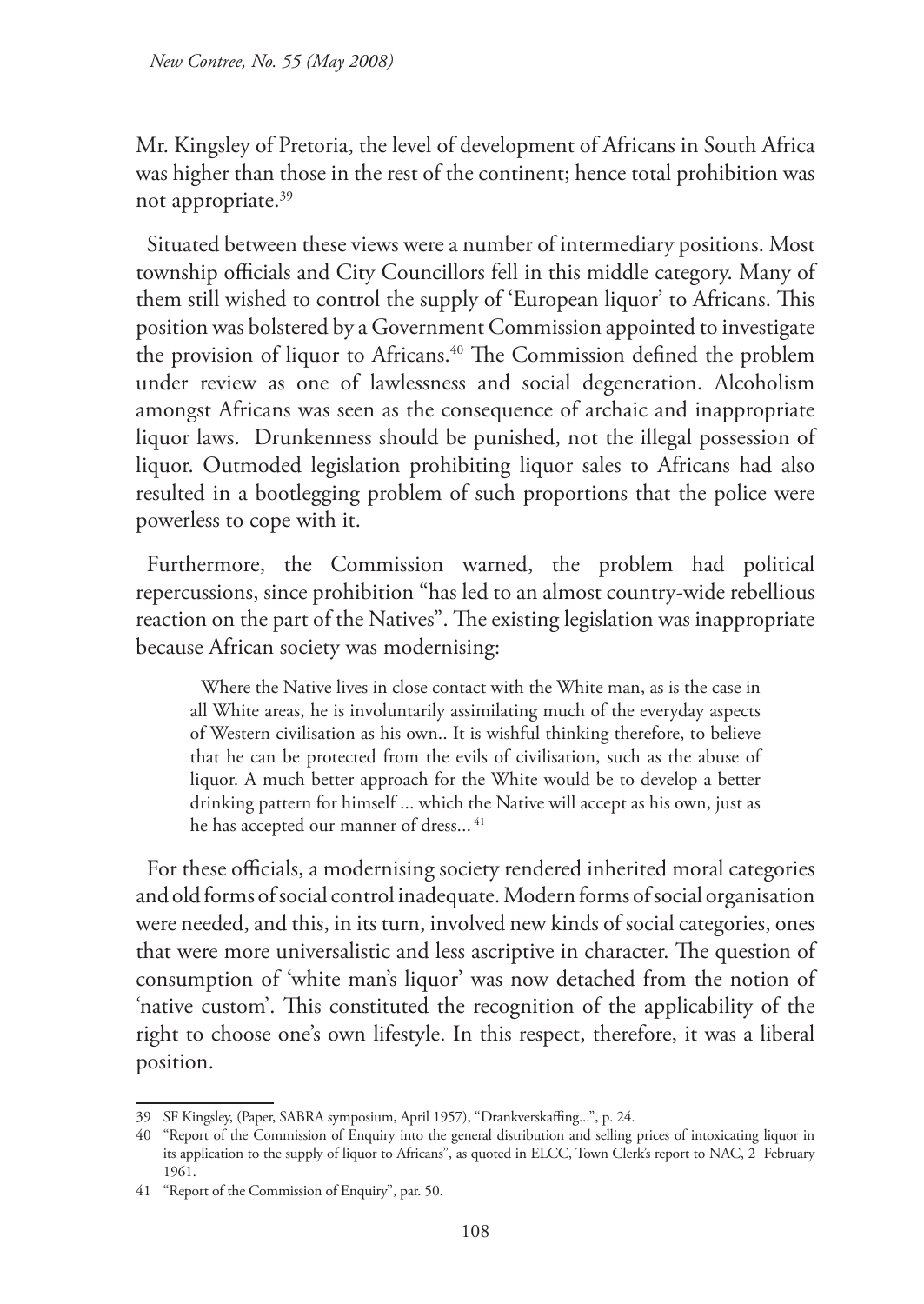Mr. Kingsley of Pretoria, the level of development of Africans in South Africa was higher than those in the rest of the continent; hence total prohibition was not appropriate.[39]

Situated between these views were a number of intermediary positions. Most township officials and City Councillors fell in this middle category. Many of them still wished to control the supply of 'European liquor' to Africans. This position was bolstered by a Government Commission appointed to investigate the provision of liquor to Africans.[40] The Commission defined the problem under review as one of lawlessness and social degeneration. Alcoholism amongst Africans was seen as the consequence of archaic and inappropriate liquor laws. Drunkenness should be punished, not the illegal possession of liquor. Outmoded legislation prohibiting liquor sales to Africans had also resulted in a bootlegging problem of such proportions that the police were powerless to cope with it.

Furthermore, the Commission warned, the problem had political repercussions, since prohibition "has led to an almost country-wide rebellious reaction on the part of the Natives". The existing legislation was inappropriate because African society was modernising:

> Where the Native lives in close contact with the White man, as is the case in all White areas, he is involuntarily assimilating much of the everyday aspects of Western civilisation as his own.. It is wishful thinking therefore, to believe that he can be protected from the evils of civilisation, such as the abuse of liquor. A much better approach for the White would be to develop a better drinking pattern for himself ... which the Native will accept as his own, just as he has accepted our manner of dress...[41]

For these officials, a modernising society rendered inherited moral categories and old forms of social control inadequate. Modern forms of social organisation were needed, and this, in its turn, involved new kinds of social categories, ones that were more universalistic and less ascriptive in character. The question of consumption of 'white man's liquor' was now detached from the notion of 'native custom'. This constituted the recognition of the applicability of the right to choose one's own lifestyle. In this respect, therefore, it was a liberal position.

---

39 SF Kingsley, (Paper, SABRA symposium, April 1957), "Drankverskaffing...", p. 24.

40 "Report of the Commission of Enquiry into the general distribution and selling prices of intoxicating liquor in its application to the supply of liquor to Africans", as quoted in ELCC, Town Clerk's report to NAC, 2 February 1961.

41 "Report of the Commission of Enquiry", par. 50.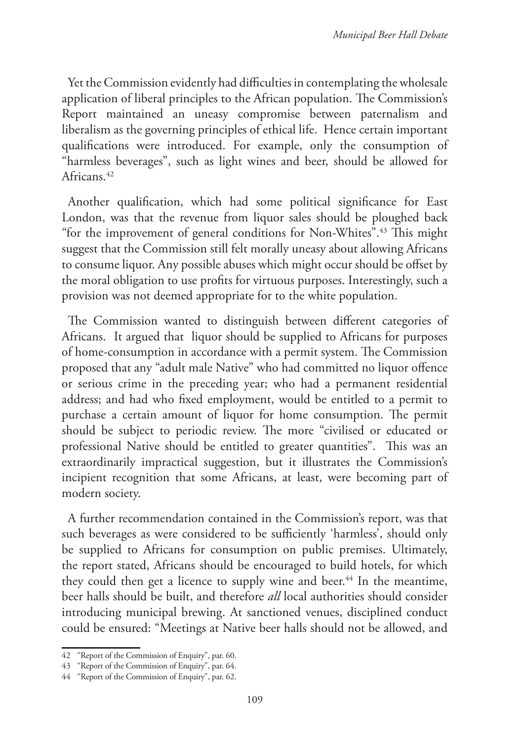Yet the Commission evidently had difficulties in contemplating the wholesale application of liberal principles to the African population. The Commission's Report maintained an uneasy compromise between paternalism and liberalism as the governing principles of ethical life. Hence certain important qualifications were introduced. For example, only the consumption of "harmless beverages", such as light wines and beer, should be allowed for Africans.[42]

Another qualification, which had some political significance for East London, was that the revenue from liquor sales should be ploughed back "for the improvement of general conditions for Non-Whites".[43] This might suggest that the Commission still felt morally uneasy about allowing Africans to consume liquor. Any possible abuses which might occur should be offset by the moral obligation to use profits for virtuous purposes. Interestingly, such a provision was not deemed appropriate for to the white population.

The Commission wanted to distinguish between different categories of Africans. It argued that liquor should be supplied to Africans for purposes of home-consumption in accordance with a permit system. The Commission proposed that any "adult male Native" who had committed no liquor offence or serious crime in the preceding year; who had a permanent residential address; and had who fixed employment, would be entitled to a permit to purchase a certain amount of liquor for home consumption. The permit should be subject to periodic review. The more "civilised or educated or professional Native should be entitled to greater quantities". This was an extraordinarily impractical suggestion, but it illustrates the Commission's incipient recognition that some Africans, at least, were becoming part of modern society.

A further recommendation contained in the Commission's report, was that such beverages as were considered to be sufficiently 'harmless', should only be supplied to Africans for consumption on public premises. Ultimately, the report stated, Africans should be encouraged to build hotels, for which they could then get a licence to supply wine and beer.[44] In the meantime, beer halls should be built, and therefore *all* local authorities should consider introducing municipal brewing. At sanctioned venues, disciplined conduct could be ensured: "Meetings at Native beer halls should not be allowed, and

---

42 "Report of the Commission of Enquiry", par. 60.

43 "Report of the Commission of Enquiry", par. 64.

44 "Report of the Commission of Enquiry", par. 62.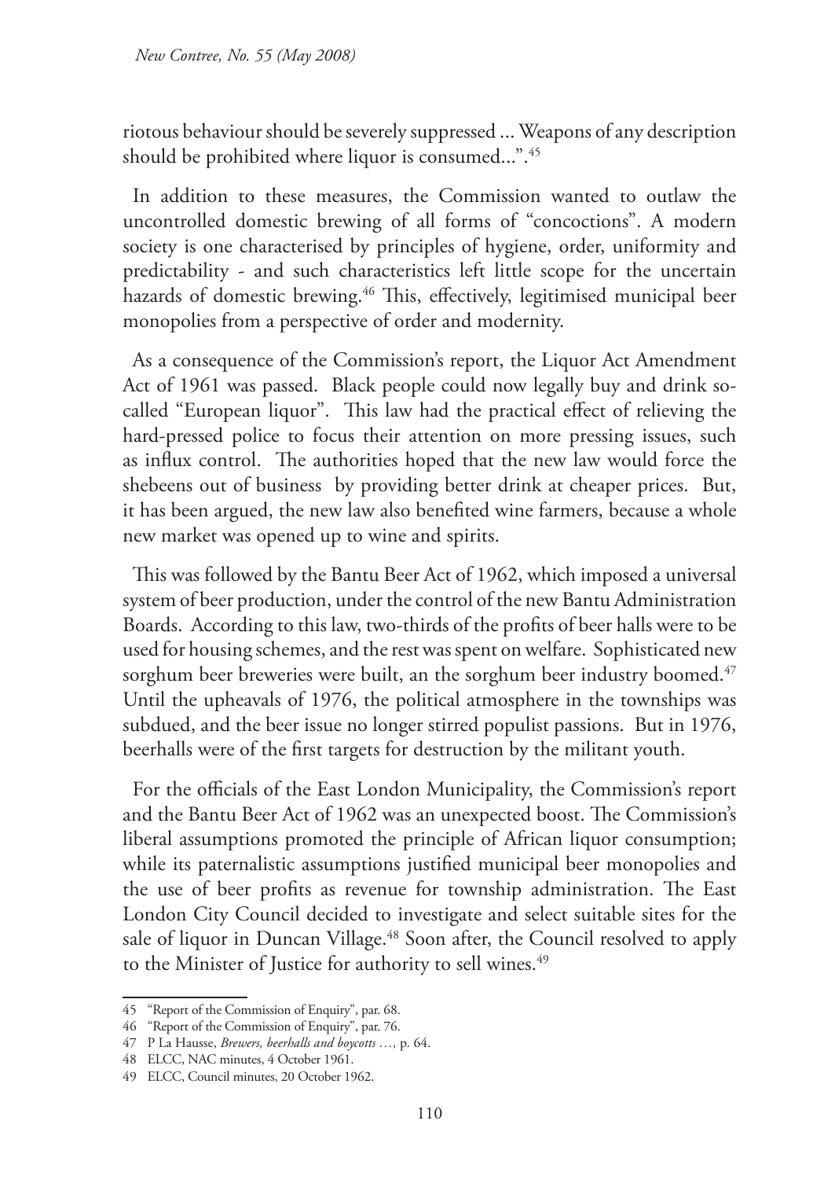riotous behaviour should be severely suppressed ... Weapons of any description should be prohibited where liquor is consumed...".[45]

In addition to these measures, the Commission wanted to outlaw the uncontrolled domestic brewing of all forms of "concoctions". A modern society is one characterised by principles of hygiene, order, uniformity and predictability - and such characteristics left little scope for the uncertain hazards of domestic brewing.[46] This, effectively, legitimised municipal beer monopolies from a perspective of order and modernity.

As a consequence of the Commission's report, the Liquor Act Amendment Act of 1961 was passed. Black people could now legally buy and drink so-called "European liquor". This law had the practical effect of relieving the hard-pressed police to focus their attention on more pressing issues, such as influx control. The authorities hoped that the new law would force the shebeens out of business by providing better drink at cheaper prices. But, it has been argued, the new law also benefited wine farmers, because a whole new market was opened up to wine and spirits.

This was followed by the Bantu Beer Act of 1962, which imposed a universal system of beer production, under the control of the new Bantu Administration Boards. According to this law, two-thirds of the profits of beer halls were to be used for housing schemes, and the rest was spent on welfare. Sophisticated new sorghum beer breweries were built, an the sorghum beer industry boomed.[47] Until the upheavals of 1976, the political atmosphere in the townships was subdued, and the beer issue no longer stirred populist passions. But in 1976, beerhalls were of the first targets for destruction by the militant youth.

For the officials of the East London Municipality, the Commission's report and the Bantu Beer Act of 1962 was an unexpected boost. The Commission's liberal assumptions promoted the principle of African liquor consumption; while its paternalistic assumptions justified municipal beer monopolies and the use of beer profits as revenue for township administration. The East London City Council decided to investigate and select suitable sites for the sale of liquor in Duncan Village.[48] Soon after, the Council resolved to apply to the Minister of Justice for authority to sell wines.[49]

---

45 "Report of the Commission of Enquiry", par. 68.

46 "Report of the Commission of Enquiry", par. 76.

47 P La Hausse, *Brewers, beerhalls and boycotts …,* p. 64.

48 ELCC, NAC minutes, 4 October 1961.

49 ELCC, Council minutes, 20 October 1962.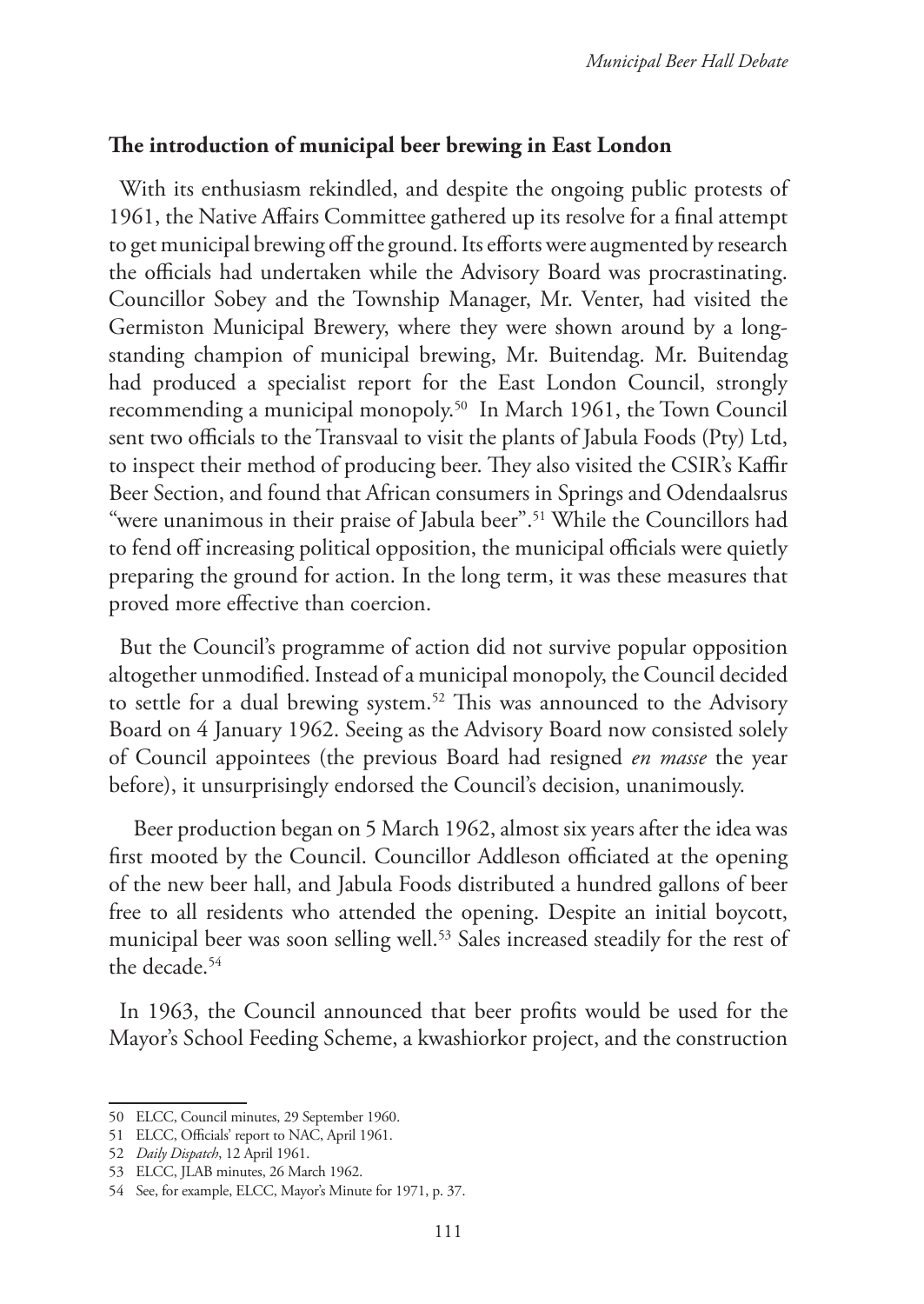## The introduction of municipal beer brewing in East London

With its enthusiasm rekindled, and despite the ongoing public protests of 1961, the Native Affairs Committee gathered up its resolve for a final attempt to get municipal brewing off the ground. Its efforts were augmented by research the officials had undertaken while the Advisory Board was procrastinating. Councillor Sobey and the Township Manager, Mr. Venter, had visited the Germiston Municipal Brewery, where they were shown around by a long-standing champion of municipal brewing, Mr. Buitendag. Mr. Buitendag had produced a specialist report for the East London Council, strongly recommending a municipal monopoly.[50] In March 1961, the Town Council sent two officials to the Transvaal to visit the plants of Jabula Foods (Pty) Ltd, to inspect their method of producing beer. They also visited the CSIR's Kaffir Beer Section, and found that African consumers in Springs and Odendaalsrus "were unanimous in their praise of Jabula beer".[51] While the Councillors had to fend off increasing political opposition, the municipal officials were quietly preparing the ground for action. In the long term, it was these measures that proved more effective than coercion.

But the Council's programme of action did not survive popular opposition altogether unmodified. Instead of a municipal monopoly, the Council decided to settle for a dual brewing system.[52] This was announced to the Advisory Board on 4 January 1962. Seeing as the Advisory Board now consisted solely of Council appointees (the previous Board had resigned *en masse* the year before), it unsurprisingly endorsed the Council's decision, unanimously.

Beer production began on 5 March 1962, almost six years after the idea was first mooted by the Council. Councillor Addleson officiated at the opening of the new beer hall, and Jabula Foods distributed a hundred gallons of beer free to all residents who attended the opening. Despite an initial boycott, municipal beer was soon selling well.[53] Sales increased steadily for the rest of the decade.[54]

In 1963, the Council announced that beer profits would be used for the Mayor's School Feeding Scheme, a kwashiorkor project, and the construction

---

50 ELCC, Council minutes, 29 September 1960.

51 ELCC, Officials' report to NAC, April 1961.

52 *Daily Dispatch*, 12 April 1961.

53 ELCC, JLAB minutes, 26 March 1962.

54 See, for example, ELCC, Mayor's Minute for 1971, p. 37.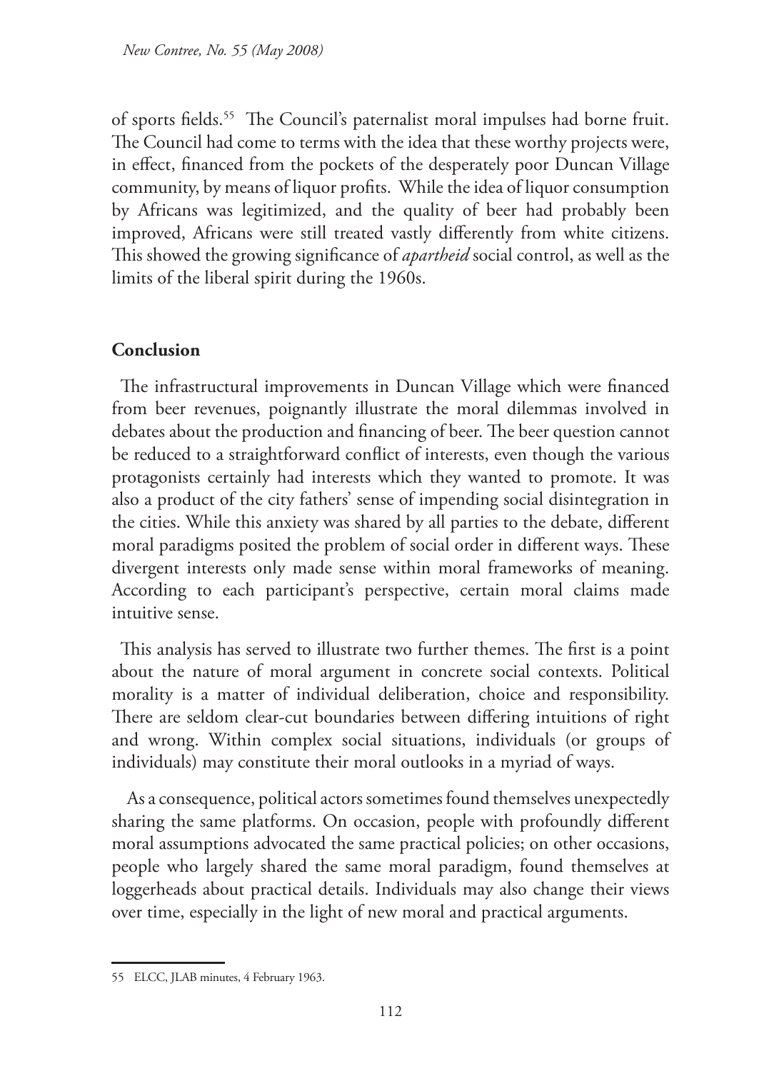of sports fields.[55] The Council's paternalist moral impulses had borne fruit. The Council had come to terms with the idea that these worthy projects were, in effect, financed from the pockets of the desperately poor Duncan Village community, by means of liquor profits. While the idea of liquor consumption by Africans was legitimized, and the quality of beer had probably been improved, Africans were still treated vastly differently from white citizens. This showed the growing significance of *apartheid* social control, as well as the limits of the liberal spirit during the 1960s.

## Conclusion

The infrastructural improvements in Duncan Village which were financed from beer revenues, poignantly illustrate the moral dilemmas involved in debates about the production and financing of beer. The beer question cannot be reduced to a straightforward conflict of interests, even though the various protagonists certainly had interests which they wanted to promote. It was also a product of the city fathers' sense of impending social disintegration in the cities. While this anxiety was shared by all parties to the debate, different moral paradigms posited the problem of social order in different ways. These divergent interests only made sense within moral frameworks of meaning. According to each participant's perspective, certain moral claims made intuitive sense.

This analysis has served to illustrate two further themes. The first is a point about the nature of moral argument in concrete social contexts. Political morality is a matter of individual deliberation, choice and responsibility. There are seldom clear-cut boundaries between differing intuitions of right and wrong. Within complex social situations, individuals (or groups of individuals) may constitute their moral outlooks in a myriad of ways.

As a consequence, political actors sometimes found themselves unexpectedly sharing the same platforms. On occasion, people with profoundly different moral assumptions advocated the same practical policies; on other occasions, people who largely shared the same moral paradigm, found themselves at loggerheads about practical details. Individuals may also change their views over time, especially in the light of new moral and practical arguments.

---

55 ELCC, JLAB minutes, 4 February 1963.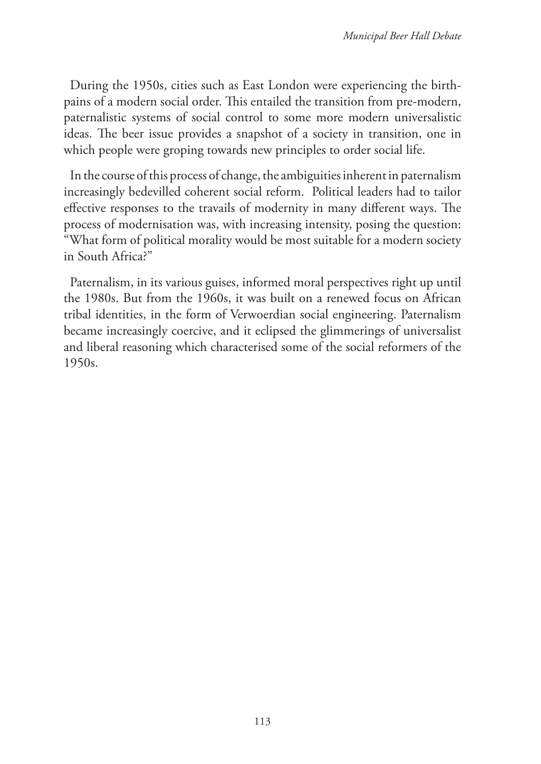During the 1950s, cities such as East London were experiencing the birth-pains of a modern social order. This entailed the transition from pre-modern, paternalistic systems of social control to some more modern universalistic ideas. The beer issue provides a snapshot of a society in transition, one in which people were groping towards new principles to order social life.

In the course of this process of change, the ambiguities inherent in paternalism increasingly bedevilled coherent social reform. Political leaders had to tailor effective responses to the travails of modernity in many different ways. The process of modernisation was, with increasing intensity, posing the question: "What form of political morality would be most suitable for a modern society in South Africa?"

Paternalism, in its various guises, informed moral perspectives right up until the 1980s. But from the 1960s, it was built on a renewed focus on African tribal identities, in the form of Verwoerdian social engineering. Paternalism became increasingly coercive, and it eclipsed the glimmerings of universalist and liberal reasoning which characterised some of the social reformers of the 1950s.